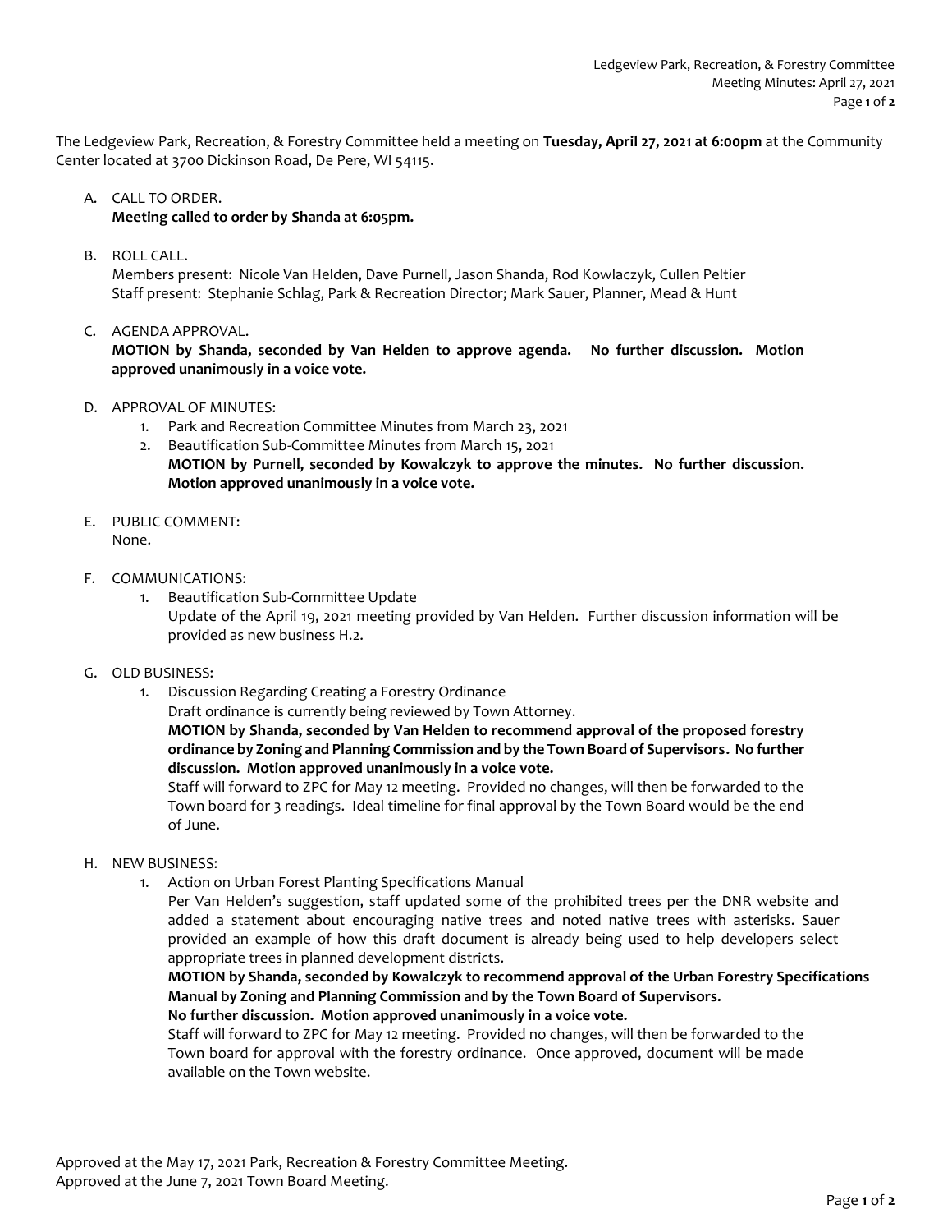The Ledgeview Park, Recreation, & Forestry Committee held a meeting on **Tuesday, April 27, 2021 at 6:00pm** at the Community Center located at 3700 Dickinson Road, De Pere, WI 54115.

A. CALL TO ORDER.
   **Meeting called to order by Shanda at 6:05pm.**

B. ROLL CALL.
   Members present: Nicole Van Helden, Dave Purnell, Jason Shanda, Rod Kowlaczyk, Cullen Peltier
   Staff present: Stephanie Schlag, Park & Recreation Director; Mark Sauer, Planner, Mead & Hunt

C. AGENDA APPROVAL.
   **MOTION by Shanda, seconded by Van Helden to approve agenda. No further discussion. Motion approved unanimously in a voice vote.**

D. APPROVAL OF MINUTES:
   1. Park and Recreation Committee Minutes from March 23, 2021
   2. Beautification Sub-Committee Minutes from March 15, 2021
      **MOTION by Purnell, seconded by Kowalczyk to approve the minutes. No further discussion. Motion approved unanimously in a voice vote.**

E. PUBLIC COMMENT:
   None.

F. COMMUNICATIONS:
   1. Beautification Sub-Committee Update
      Update of the April 19, 2021 meeting provided by Van Helden. Further discussion information will be provided as new business H.2.

G. OLD BUSINESS:
   1. Discussion Regarding Creating a Forestry Ordinance
      Draft ordinance is currently being reviewed by Town Attorney.
      **MOTION by Shanda, seconded by Van Helden to recommend approval of the proposed forestry ordinance by Zoning and Planning Commission and by the Town Board of Supervisors. No further discussion. Motion approved unanimously in a voice vote.**
      Staff will forward to ZPC for May 12 meeting. Provided no changes, will then be forwarded to the Town board for 3 readings. Ideal timeline for final approval by the Town Board would be the end of June.

H. NEW BUSINESS:
   1. Action on Urban Forest Planting Specifications Manual
      Per Van Helden's suggestion, staff updated some of the prohibited trees per the DNR website and added a statement about encouraging native trees and noted native trees with asterisks. Sauer provided an example of how this draft document is already being used to help developers select appropriate trees in planned development districts.
      **MOTION by Shanda, seconded by Kowalczyk to recommend approval of the Urban Forestry Specifications Manual by Zoning and Planning Commission and by the Town Board of Supervisors.**
      **No further discussion. Motion approved unanimously in a voice vote.**
      Staff will forward to ZPC for May 12 meeting. Provided no changes, will then be forwarded to the Town board for approval with the forestry ordinance. Once approved, document will be made available on the Town website.

Approved at the May 17, 2021 Park, Recreation & Forestry Committee Meeting.
Approved at the June 7, 2021 Town Board Meeting.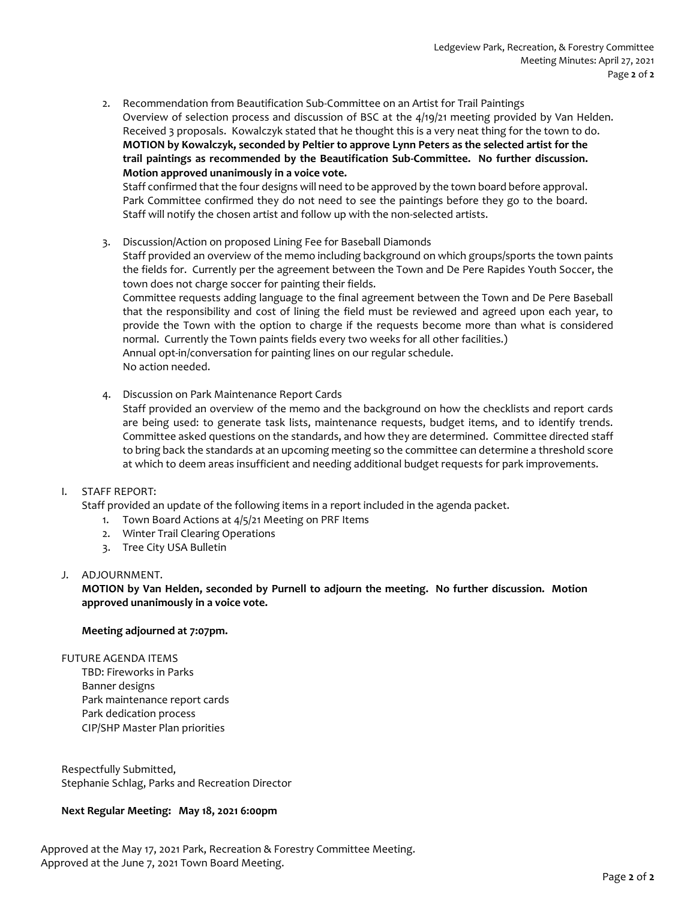2. Recommendation from Beautification Sub-Committee on an Artist for Trail Paintings
   Overview of selection process and discussion of BSC at the 4/19/21 meeting provided by Van Helden. Received 3 proposals. Kowalczyk stated that he thought this is a very neat thing for the town to do.
   **MOTION by Kowalczyk, seconded by Peltier to approve Lynn Peters as the selected artist for the trail paintings as recommended by the Beautification Sub-Committee. No further discussion. Motion approved unanimously in a voice vote.**
   Staff confirmed that the four designs will need to be approved by the town board before approval. Park Committee confirmed they do not need to see the paintings before they go to the board. Staff will notify the chosen artist and follow up with the non-selected artists.

3. Discussion/Action on proposed Lining Fee for Baseball Diamonds
   Staff provided an overview of the memo including background on which groups/sports the town paints the fields for. Currently per the agreement between the Town and De Pere Rapides Youth Soccer, the town does not charge soccer for painting their fields.
   Committee requests adding language to the final agreement between the Town and De Pere Baseball that the responsibility and cost of lining the field must be reviewed and agreed upon each year, to provide the Town with the option to charge if the requests become more than what is considered normal. Currently the Town paints fields every two weeks for all other facilities.)
   Annual opt-in/conversation for painting lines on our regular schedule.
   No action needed.

4. Discussion on Park Maintenance Report Cards
   Staff provided an overview of the memo and the background on how the checklists and report cards are being used: to generate task lists, maintenance requests, budget items, and to identify trends. Committee asked questions on the standards, and how they are determined. Committee directed staff to bring back the standards at an upcoming meeting so the committee can determine a threshold score at which to deem areas insufficient and needing additional budget requests for park improvements.

I. STAFF REPORT:
   Staff provided an update of the following items in a report included in the agenda packet.
   1. Town Board Actions at 4/5/21 Meeting on PRF Items
   2. Winter Trail Clearing Operations
   3. Tree City USA Bulletin

J. ADJOURNMENT.
   **MOTION by Van Helden, seconded by Purnell to adjourn the meeting. No further discussion. Motion approved unanimously in a voice vote.**

   **Meeting adjourned at 7:07pm.**

FUTURE AGENDA ITEMS
   TBD: Fireworks in Parks
   Banner designs
   Park maintenance report cards
   Park dedication process
   CIP/SHP Master Plan priorities

Respectfully Submitted,
Stephanie Schlag, Parks and Recreation Director

**Next Regular Meeting: May 18, 2021 6:00pm**

Approved at the May 17, 2021 Park, Recreation & Forestry Committee Meeting.
Approved at the June 7, 2021 Town Board Meeting.